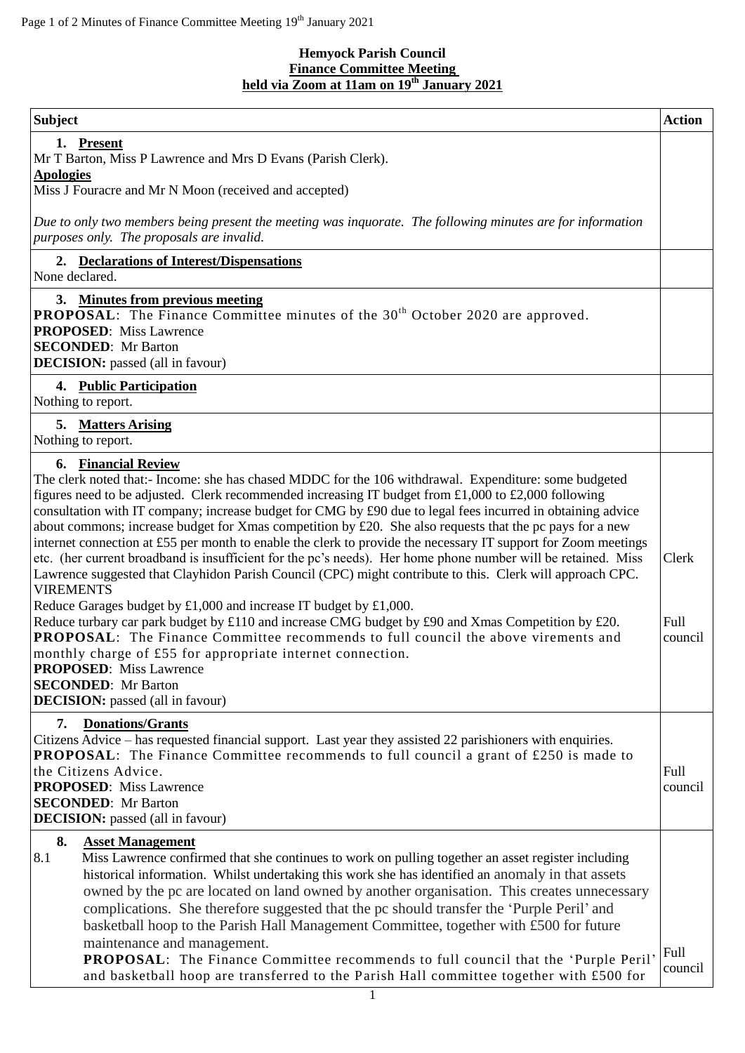**Hemyock Parish Council**
**Finance Committee Meeting**
**held via Zoom at 11am on 19th January 2021**

| Subject | Action |
|---|---|
| **1. Present**<br>Mr T Barton, Miss P Lawrence and Mrs D Evans (Parish Clerk).<br>**Apologies**<br>Miss J Fouracre and Mr N Moon (received and accepted)<br><br>*Due to only two members being present the meeting was inquorate. The following minutes are for information purposes only. The proposals are invalid.* | |
| **2. Declarations of Interest/Dispensations**<br>None declared. | |
| **3. Minutes from previous meeting**<br>**PROPOSAL**: The Finance Committee minutes of the 30th October 2020 are approved.<br>**PROPOSED**: Miss Lawrence<br>**SECONDED**: Mr Barton<br>**DECISION:** passed (all in favour) | |
| **4. Public Participation**<br>Nothing to report. | |
| **5. Matters Arising**<br>Nothing to report. | |
| **6. Financial Review**<br>The clerk noted that:- Income: she has chased MDDC for the 106 withdrawal. Expenditure: some budgeted figures need to be adjusted. Clerk recommended increasing IT budget from £1,000 to £2,000 following consultation with IT company; increase budget for CMG by £90 due to legal fees incurred in obtaining advice about commons; increase budget for Xmas competition by £20. She also requests that the pc pays for a new internet connection at £55 per month to enable the clerk to provide the necessary IT support for Zoom meetings etc. (her current broadband is insufficient for the pc's needs). Her home phone number will be retained. Miss Lawrence suggested that Clayhidon Parish Council (CPC) might contribute to this. Clerk will approach CPC.<br>VIREMENTS<br>Reduce Garages budget by £1,000 and increase IT budget by £1,000.<br>Reduce turbary car park budget by £110 and increase CMG budget by £90 and Xmas Competition by £20.<br>**PROPOSAL**: The Finance Committee recommends to full council the above virements and monthly charge of £55 for appropriate internet connection.<br>**PROPOSED**: Miss Lawrence<br>**SECONDED**: Mr Barton<br>**DECISION:** passed (all in favour) | Clerk<br><br>Full council |
| **7. Donations/Grants**<br>Citizens Advice – has requested financial support. Last year they assisted 22 parishioners with enquiries.<br>**PROPOSAL**: The Finance Committee recommends to full council a grant of £250 is made to the Citizens Advice.<br>**PROPOSED**: Miss Lawrence<br>**SECONDED**: Mr Barton<br>**DECISION:** passed (all in favour) | Full council |
| **8. Asset Management**<br>8.1 Miss Lawrence confirmed that she continues to work on pulling together an asset register including historical information. Whilst undertaking this work she has identified an anomaly in that assets owned by the pc are located on land owned by another organisation. This creates unnecessary complications. She therefore suggested that the pc should transfer the 'Purple Peril' and basketball hoop to the Parish Hall Management Committee, together with £500 for future maintenance and management.<br>**PROPOSAL**: The Finance Committee recommends to full council that the 'Purple Peril' and basketball hoop are transferred to the Parish Hall committee together with £500 for | Full council |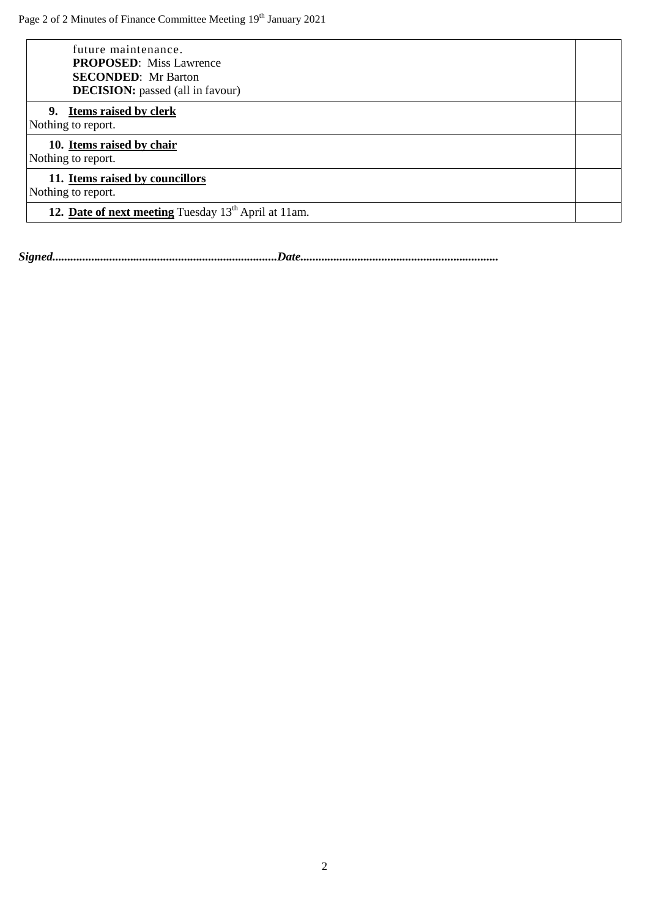| | |
|---|---|
| future maintenance.<br>**PROPOSED**: Miss Lawrence<br>**SECONDED**: Mr Barton<br>**DECISION:** passed (all in favour) | |
| **9. Items raised by clerk**<br>Nothing to report. | |
| **10. Items raised by chair**<br>Nothing to report. | |
| **11. Items raised by councillors**<br>Nothing to report. | |
| **12. Date of next meeting** Tuesday 13th April at 11am. | |

***Signed.........................................................................Date................................................................***